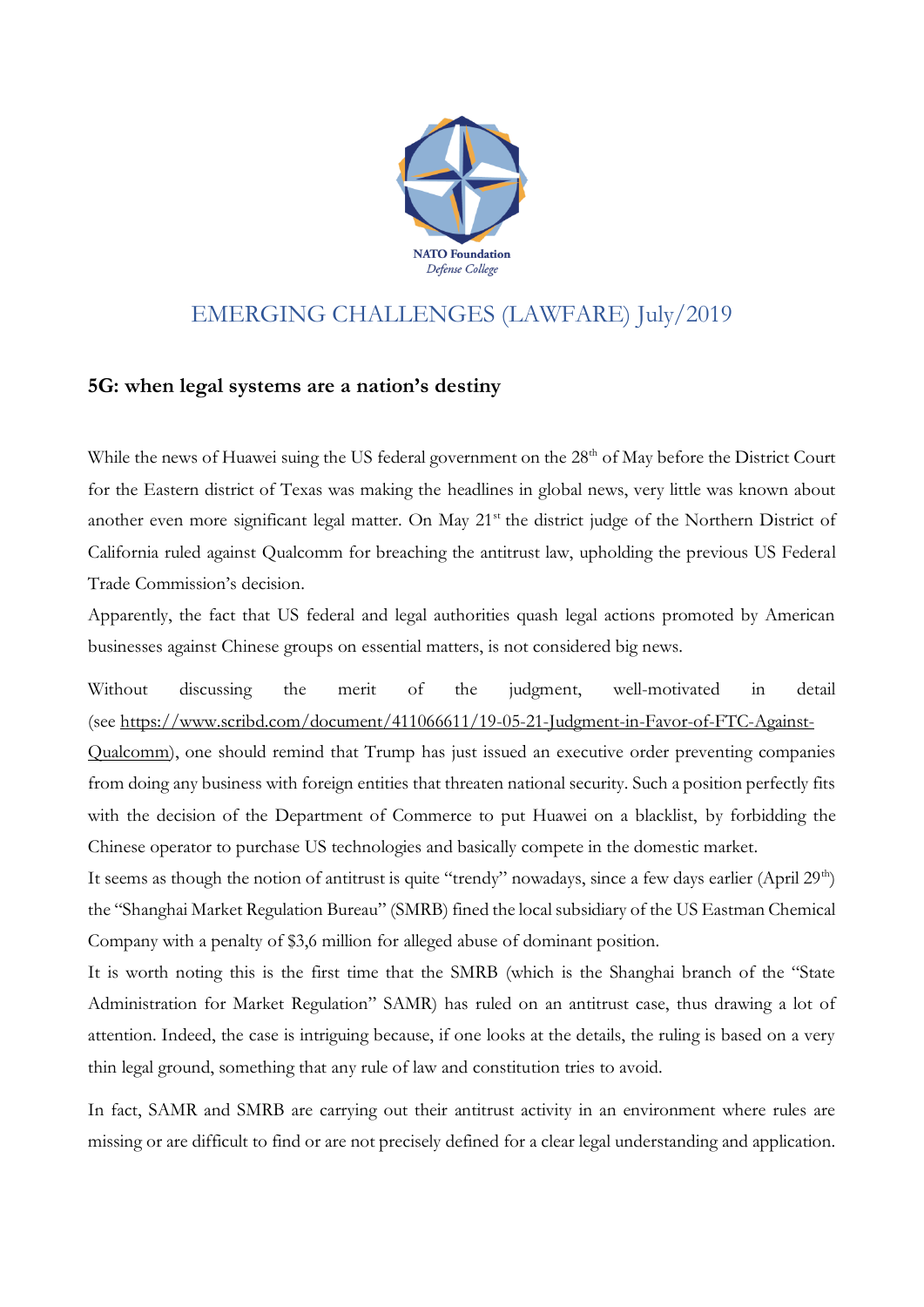NATO Foundation
*Defense College*

# EMERGING CHALLENGES (LAWFARE) July/2019

## 5G: when legal systems are a nation's destiny

While the news of Huawei suing the US federal government on the 28th of May before the District Court for the Eastern district of Texas was making the headlines in global news, very little was known about another even more significant legal matter. On May 21st the district judge of the Northern District of California ruled against Qualcomm for breaching the antitrust law, upholding the previous US Federal Trade Commission's decision.

Apparently, the fact that US federal and legal authorities quash legal actions promoted by American businesses against Chinese groups on essential matters, is not considered big news.

Without discussing the merit of the judgment, well-motivated in detail (see https://www.scribd.com/document/411066611/19-05-21-Judgment-in-Favor-of-FTC-Against-Qualcomm), one should remind that Trump has just issued an executive order preventing companies from doing any business with foreign entities that threaten national security. Such a position perfectly fits with the decision of the Department of Commerce to put Huawei on a blacklist, by forbidding the Chinese operator to purchase US technologies and basically compete in the domestic market.

It seems as though the notion of antitrust is quite "trendy" nowadays, since a few days earlier (April 29th) the "Shanghai Market Regulation Bureau" (SMRB) fined the local subsidiary of the US Eastman Chemical Company with a penalty of $3,6 million for alleged abuse of dominant position.

It is worth noting this is the first time that the SMRB (which is the Shanghai branch of the "State Administration for Market Regulation" SAMR) has ruled on an antitrust case, thus drawing a lot of attention. Indeed, the case is intriguing because, if one looks at the details, the ruling is based on a very thin legal ground, something that any rule of law and constitution tries to avoid.

In fact, SAMR and SMRB are carrying out their antitrust activity in an environment where rules are missing or are difficult to find or are not precisely defined for a clear legal understanding and application.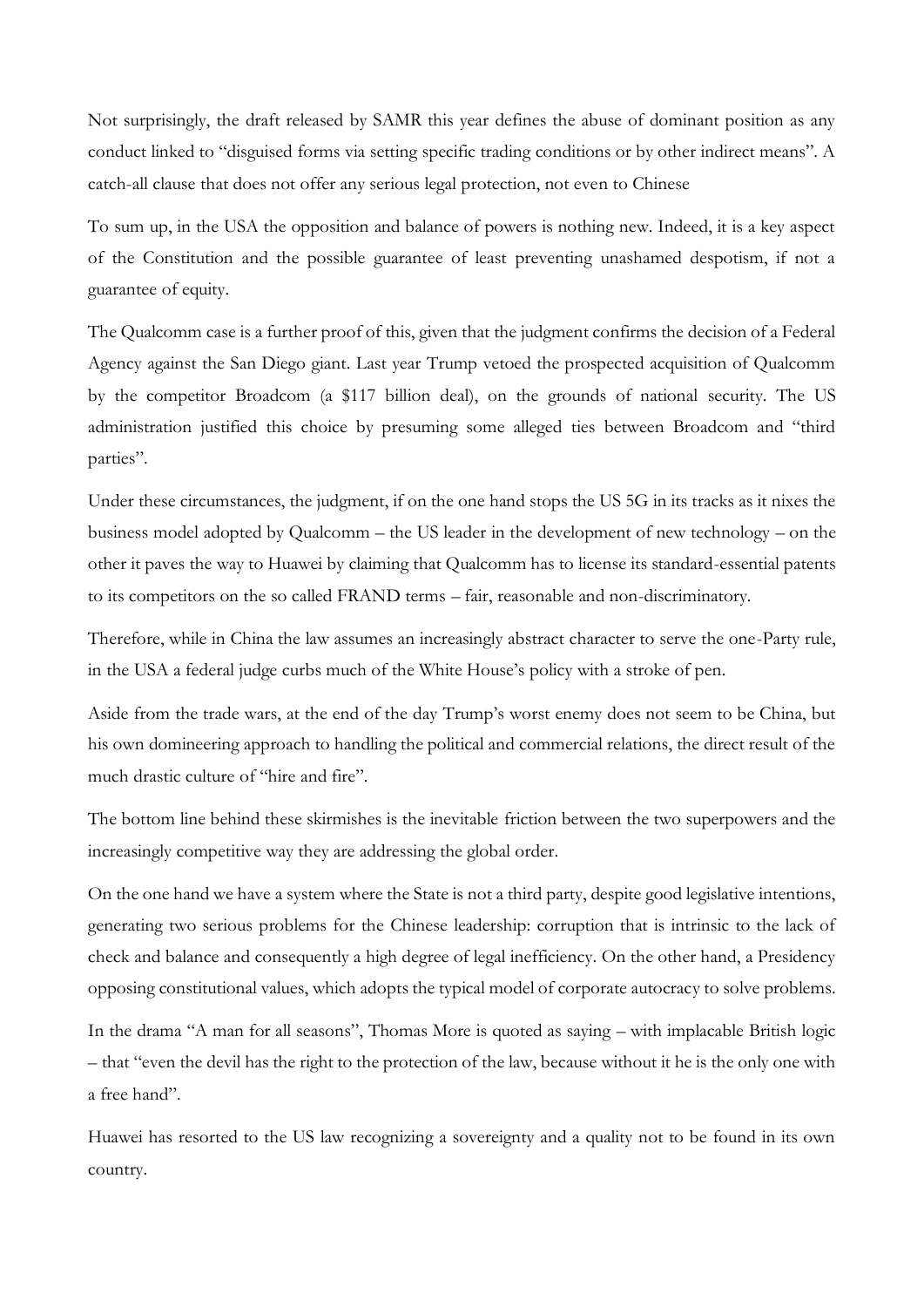Not surprisingly, the draft released by SAMR this year defines the abuse of dominant position as any conduct linked to "disguised forms via setting specific trading conditions or by other indirect means". A catch-all clause that does not offer any serious legal protection, not even to Chinese

To sum up, in the USA the opposition and balance of powers is nothing new. Indeed, it is a key aspect of the Constitution and the possible guarantee of least preventing unashamed despotism, if not a guarantee of equity.

The Qualcomm case is a further proof of this, given that the judgment confirms the decision of a Federal Agency against the San Diego giant. Last year Trump vetoed the prospected acquisition of Qualcomm by the competitor Broadcom (a $117 billion deal), on the grounds of national security. The US administration justified this choice by presuming some alleged ties between Broadcom and "third parties".

Under these circumstances, the judgment, if on the one hand stops the US 5G in its tracks as it nixes the business model adopted by Qualcomm – the US leader in the development of new technology – on the other it paves the way to Huawei by claiming that Qualcomm has to license its standard-essential patents to its competitors on the so called FRAND terms – fair, reasonable and non-discriminatory.

Therefore, while in China the law assumes an increasingly abstract character to serve the one-Party rule, in the USA a federal judge curbs much of the White House's policy with a stroke of pen.

Aside from the trade wars, at the end of the day Trump's worst enemy does not seem to be China, but his own domineering approach to handling the political and commercial relations, the direct result of the much drastic culture of "hire and fire".

The bottom line behind these skirmishes is the inevitable friction between the two superpowers and the increasingly competitive way they are addressing the global order.

On the one hand we have a system where the State is not a third party, despite good legislative intentions, generating two serious problems for the Chinese leadership: corruption that is intrinsic to the lack of check and balance and consequently a high degree of legal inefficiency. On the other hand, a Presidency opposing constitutional values, which adopts the typical model of corporate autocracy to solve problems.

In the drama "A man for all seasons", Thomas More is quoted as saying – with implacable British logic – that "even the devil has the right to the protection of the law, because without it he is the only one with a free hand".

Huawei has resorted to the US law recognizing a sovereignty and a quality not to be found in its own country.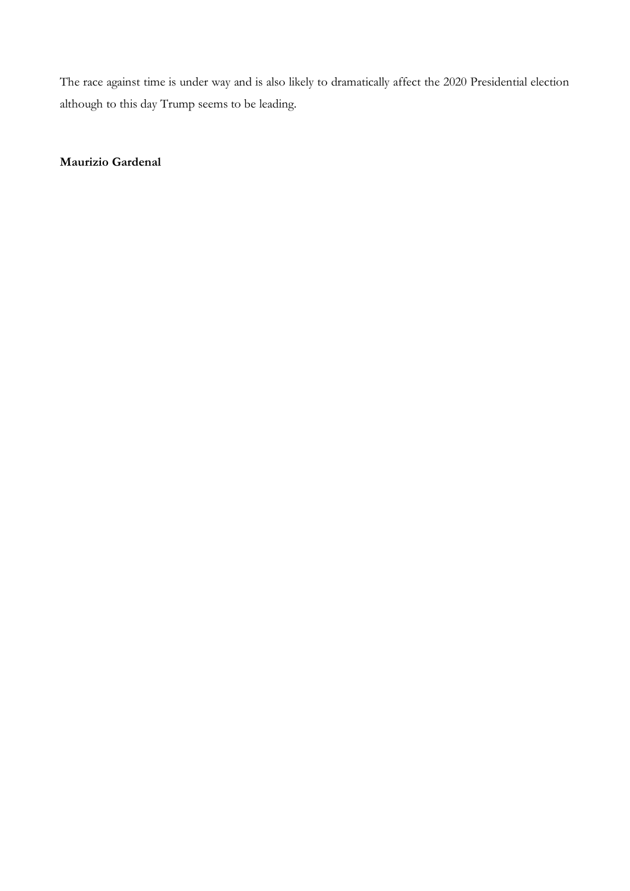The race against time is under way and is also likely to dramatically affect the 2020 Presidential election although to this day Trump seems to be leading.

**Maurizio Gardenal**